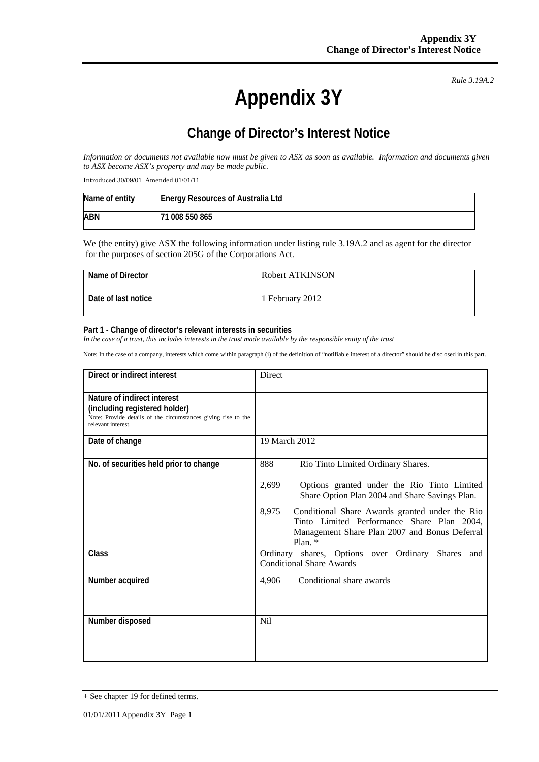*Rule 3.19A.2*

# Appendix 3Y

## Change of Director's Interest Notice

*Information or documents not available now must be given to ASX as soon as available. Information and documents given to ASX become ASX's property and may be made public.*

Introduced 30/09/01 Amended 01/01/11

| Name of entity | Energy Resources of Australia Ltd |
|---|---|
| ABN | 71 008 550 865 |

We (the entity) give ASX the following information under listing rule 3.19A.2 and as agent for the director for the purposes of section 205G of the Corporations Act.

| Name of Director | Robert ATKINSON |
|---|---|
| Date of last notice | 1 February 2012 |

**Part 1 - Change of director's relevant interests in securities**

*In the case of a trust, this includes interests in the trust made available by the responsible entity of the trust*

Note: In the case of a company, interests which come within paragraph (i) of the definition of "notifiable interest of a director" should be disclosed in this part.

| Direct or indirect interest | Direct |
|---|---|
| **Nature of indirect interest (including registered holder)** Note: Provide details of the circumstances giving rise to the relevant interest. | |
| **Date of change** | 19 March 2012 |
| **No. of securities held prior to change** | 888 Rio Tinto Limited Ordinary Shares.<br><br>2,699 Options granted under the Rio Tinto Limited Share Option Plan 2004 and Share Savings Plan.<br><br>8,975 Conditional Share Awards granted under the Rio Tinto Limited Performance Share Plan 2004, Management Share Plan 2007 and Bonus Deferral Plan. * |
| **Class** | Ordinary shares, Options over Ordinary Shares and Conditional Share Awards |
| **Number acquired** | 4,906 Conditional share awards |
| **Number disposed** | Nil |

+ See chapter 19 for defined terms.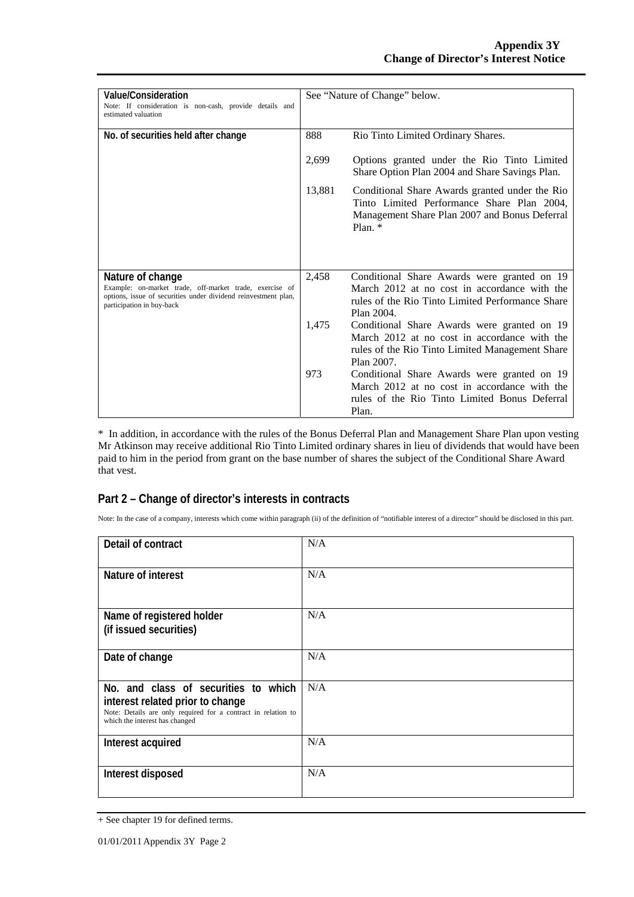| | |
|---|---|
| **Value/Consideration**<br>Note: If consideration is non-cash, provide details and estimated valuation | See "Nature of Change" below. |
| **No. of securities held after change** | 888 Rio Tinto Limited Ordinary Shares.<br><br>2,699 Options granted under the Rio Tinto Limited Share Option Plan 2004 and Share Savings Plan.<br><br>13,881 Conditional Share Awards granted under the Rio Tinto Limited Performance Share Plan 2004, Management Share Plan 2007 and Bonus Deferral Plan. * |
| **Nature of change**<br>Example: on-market trade, off-market trade, exercise of options, issue of securities under dividend reinvestment plan, participation in buy-back | 2,458 Conditional Share Awards were granted on 19 March 2012 at no cost in accordance with the rules of the Rio Tinto Limited Performance Share Plan 2004.<br><br>1,475 Conditional Share Awards were granted on 19 March 2012 at no cost in accordance with the rules of the Rio Tinto Limited Management Share Plan 2007.<br><br>973 Conditional Share Awards were granted on 19 March 2012 at no cost in accordance with the rules of the Rio Tinto Limited Bonus Deferral Plan. |

* In addition, in accordance with the rules of the Bonus Deferral Plan and Management Share Plan upon vesting Mr Atkinson may receive additional Rio Tinto Limited ordinary shares in lieu of dividends that would have been paid to him in the period from grant on the base number of shares the subject of the Conditional Share Award that vest.

## Part 2 – Change of director's interests in contracts

Note: In the case of a company, interests which come within paragraph (ii) of the definition of "notifiable interest of a director" should be disclosed in this part.

| | |
|---|---|
| **Detail of contract** | N/A |
| **Nature of interest** | N/A |
| **Name of registered holder (if issued securities)** | N/A |
| **Date of change** | N/A |
| **No. and class of securities to which interest related prior to change**<br>Note: Details are only required for a contract in relation to which the interest has changed | N/A |
| **Interest acquired** | N/A |
| **Interest disposed** | N/A |

+ See chapter 19 for defined terms.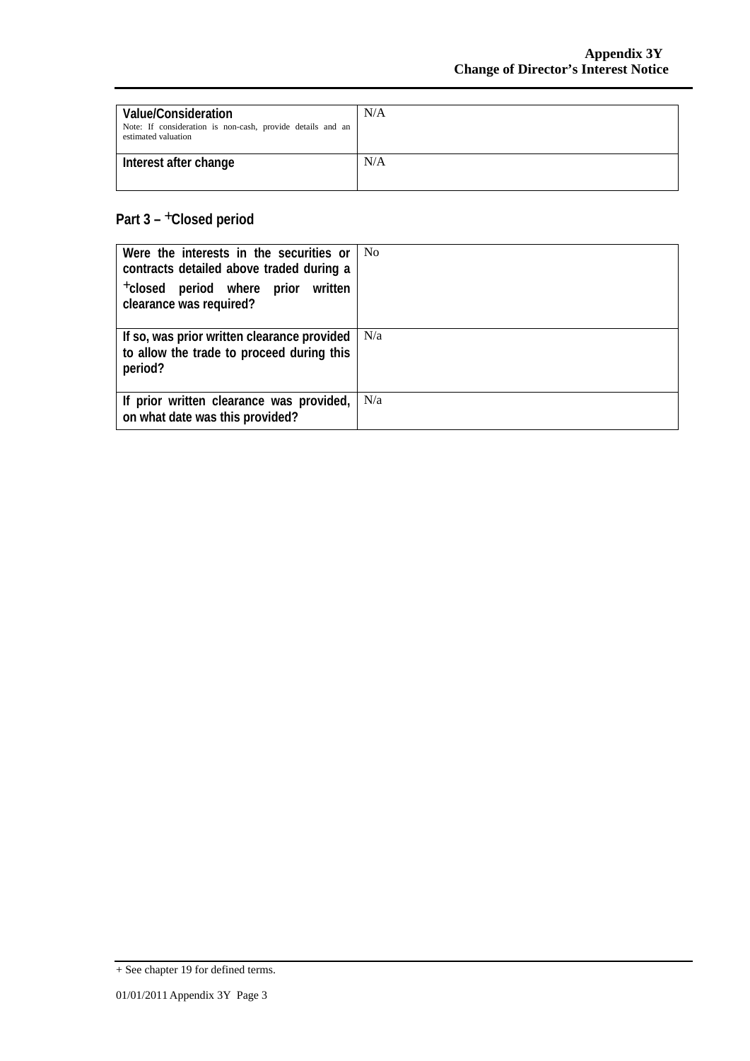| | |
|---|---|
| **Value/Consideration**<br>Note: If consideration is non-cash, provide details and an estimated valuation | N/A |
| **Interest after change** | N/A |

## Part 3 – +Closed period

| | |
|---|---|
| **Were the interests in the securities or contracts detailed above traded during a +closed period where prior written clearance was required?** | No |
| **If so, was prior written clearance provided to allow the trade to proceed during this period?** | N/a |
| **If prior written clearance was provided, on what date was this provided?** | N/a |

+ See chapter 19 for defined terms.